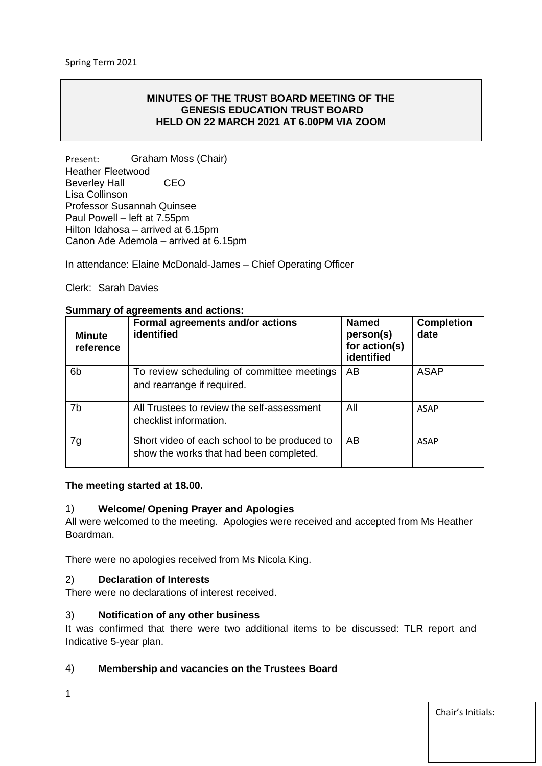Spring Term 2021

**MINUTES OF THE TRUST BOARD MEETING OF THE GENESIS EDUCATION TRUST BOARD HELD ON 22 MARCH 2021 AT 6.00PM VIA ZOOM**

Present: Graham Moss (Chair)
Heather Fleetwood
Beverley Hall CEO
Lisa Collinson
Professor Susannah Quinsee
Paul Powell – left at 7.55pm
Hilton Idahosa – arrived at 6.15pm
Canon Ade Ademola – arrived at 6.15pm

In attendance: Elaine McDonald-James – Chief Operating Officer

Clerk: Sarah Davies

**Summary of agreements and actions:**

| Minute reference | Formal agreements and/or actions identified | Named person(s) for action(s) identified | Completion date |
|---|---|---|---|
| 6b | To review scheduling of committee meetings and rearrange if required. | AB | ASAP |
| 7b | All Trustees to review the self-assessment checklist information. | All | ASAP |
| 7g | Short video of each school to be produced to show the works that had been completed. | AB | ASAP |

**The meeting started at 18.00.**

## 1) Welcome/ Opening Prayer and Apologies

All were welcomed to the meeting. Apologies were received and accepted from Ms Heather Boardman.

There were no apologies received from Ms Nicola King.

## 2) Declaration of Interests

There were no declarations of interest received.

## 3) Notification of any other business

It was confirmed that there were two additional items to be discussed: TLR report and Indicative 5-year plan.

## 4) Membership and vacancies on the Trustees Board

Chair's Initials: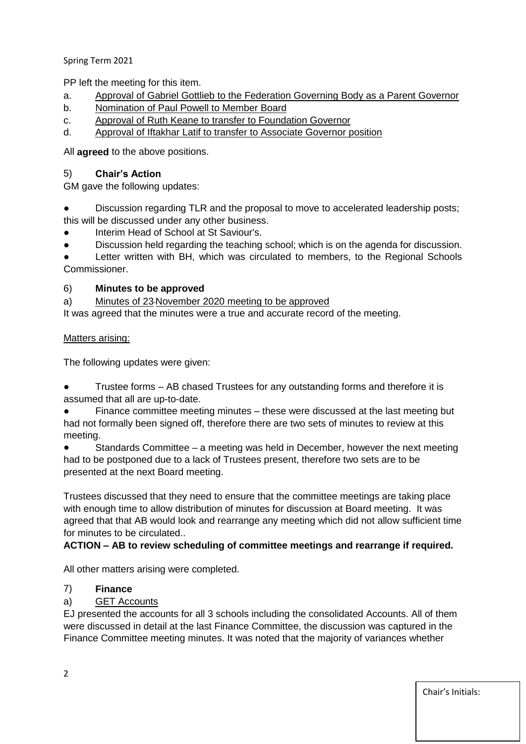PP left the meeting for this item.

a. Approval of Gabriel Gottlieb to the Federation Governing Body as a Parent Governor
b. Nomination of Paul Powell to Member Board
c. Approval of Ruth Keane to transfer to Foundation Governor
d. Approval of Iftakhar Latif to transfer to Associate Governor position

All **agreed** to the above positions.

## 5) Chair's Action

GM gave the following updates:

- Discussion regarding TLR and the proposal to move to accelerated leadership posts; this will be discussed under any other business.
- Interim Head of School at St Saviour's.
- Discussion held regarding the teaching school; which is on the agenda for discussion.
- Letter written with BH, which was circulated to members, to the Regional Schools Commissioner.

## 6) Minutes to be approved

a) Minutes of 23 November 2020 meeting to be approved

It was agreed that the minutes were a true and accurate record of the meeting.

Matters arising:

The following updates were given:

- Trustee forms – AB chased Trustees for any outstanding forms and therefore it is assumed that all are up-to-date.
- Finance committee meeting minutes – these were discussed at the last meeting but had not formally been signed off, therefore there are two sets of minutes to review at this meeting.
- Standards Committee – a meeting was held in December, however the next meeting had to be postponed due to a lack of Trustees present, therefore two sets are to be presented at the next Board meeting.

Trustees discussed that they need to ensure that the committee meetings are taking place with enough time to allow distribution of minutes for discussion at Board meeting. It was agreed that that AB would look and rearrange any meeting which did not allow sufficient time for minutes to be circulated..

**ACTION – AB to review scheduling of committee meetings and rearrange if required.**

All other matters arising were completed.

## 7) Finance

a) GET Accounts

EJ presented the accounts for all 3 schools including the consolidated Accounts. All of them were discussed in detail at the last Finance Committee, the discussion was captured in the Finance Committee meeting minutes. It was noted that the majority of variances whether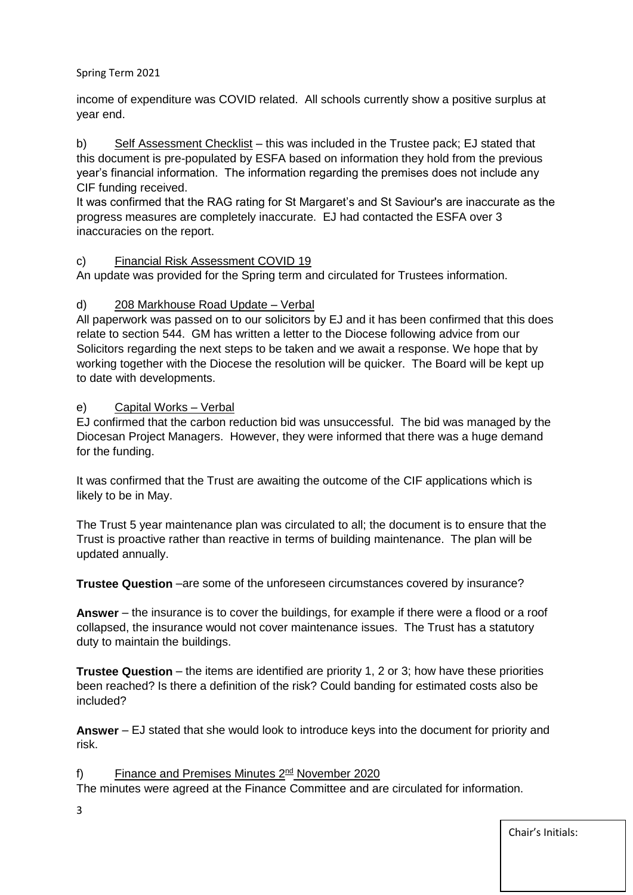income of expenditure was COVID related. All schools currently show a positive surplus at year end.

b) Self Assessment Checklist – this was included in the Trustee pack; EJ stated that this document is pre-populated by ESFA based on information they hold from the previous year's financial information. The information regarding the premises does not include any CIF funding received.

It was confirmed that the RAG rating for St Margaret's and St Saviour's are inaccurate as the progress measures are completely inaccurate. EJ had contacted the ESFA over 3 inaccuracies on the report.

c) Financial Risk Assessment COVID 19

An update was provided for the Spring term and circulated for Trustees information.

d) 208 Markhouse Road Update – Verbal

All paperwork was passed on to our solicitors by EJ and it has been confirmed that this does relate to section 544. GM has written a letter to the Diocese following advice from our Solicitors regarding the next steps to be taken and we await a response. We hope that by working together with the Diocese the resolution will be quicker. The Board will be kept up to date with developments.

e) Capital Works – Verbal

EJ confirmed that the carbon reduction bid was unsuccessful. The bid was managed by the Diocesan Project Managers. However, they were informed that there was a huge demand for the funding.

It was confirmed that the Trust are awaiting the outcome of the CIF applications which is likely to be in May.

The Trust 5 year maintenance plan was circulated to all; the document is to ensure that the Trust is proactive rather than reactive in terms of building maintenance. The plan will be updated annually.

**Trustee Question** –are some of the unforeseen circumstances covered by insurance?

**Answer** – the insurance is to cover the buildings, for example if there were a flood or a roof collapsed, the insurance would not cover maintenance issues. The Trust has a statutory duty to maintain the buildings.

**Trustee Question** – the items are identified are priority 1, 2 or 3; how have these priorities been reached? Is there a definition of the risk? Could banding for estimated costs also be included?

**Answer** – EJ stated that she would look to introduce keys into the document for priority and risk.

f) Finance and Premises Minutes 2nd November 2020

The minutes were agreed at the Finance Committee and are circulated for information.

Chair's Initials: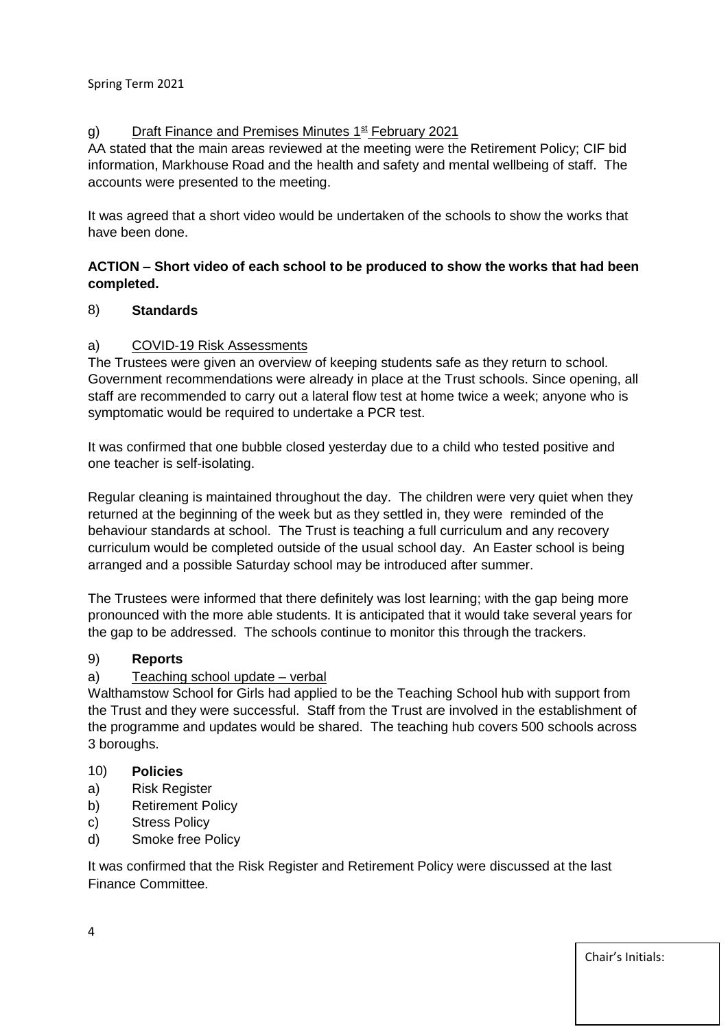g) Draft Finance and Premises Minutes 1st February 2021

AA stated that the main areas reviewed at the meeting were the Retirement Policy; CIF bid information, Markhouse Road and the health and safety and mental wellbeing of staff. The accounts were presented to the meeting.

It was agreed that a short video would be undertaken of the schools to show the works that have been done.

**ACTION – Short video of each school to be produced to show the works that had been completed.**

## 8) Standards

a) COVID-19 Risk Assessments

The Trustees were given an overview of keeping students safe as they return to school. Government recommendations were already in place at the Trust schools. Since opening, all staff are recommended to carry out a lateral flow test at home twice a week; anyone who is symptomatic would be required to undertake a PCR test.

It was confirmed that one bubble closed yesterday due to a child who tested positive and one teacher is self-isolating.

Regular cleaning is maintained throughout the day. The children were very quiet when they returned at the beginning of the week but as they settled in, they were reminded of the behaviour standards at school. The Trust is teaching a full curriculum and any recovery curriculum would be completed outside of the usual school day. An Easter school is being arranged and a possible Saturday school may be introduced after summer.

The Trustees were informed that there definitely was lost learning; with the gap being more pronounced with the more able students. It is anticipated that it would take several years for the gap to be addressed. The schools continue to monitor this through the trackers.

## 9) Reports

a) Teaching school update – verbal

Walthamstow School for Girls had applied to be the Teaching School hub with support from the Trust and they were successful. Staff from the Trust are involved in the establishment of the programme and updates would be shared. The teaching hub covers 500 schools across 3 boroughs.

## 10) Policies

a) Risk Register
b) Retirement Policy
c) Stress Policy
d) Smoke free Policy

It was confirmed that the Risk Register and Retirement Policy were discussed at the last Finance Committee.

Chair's Initials: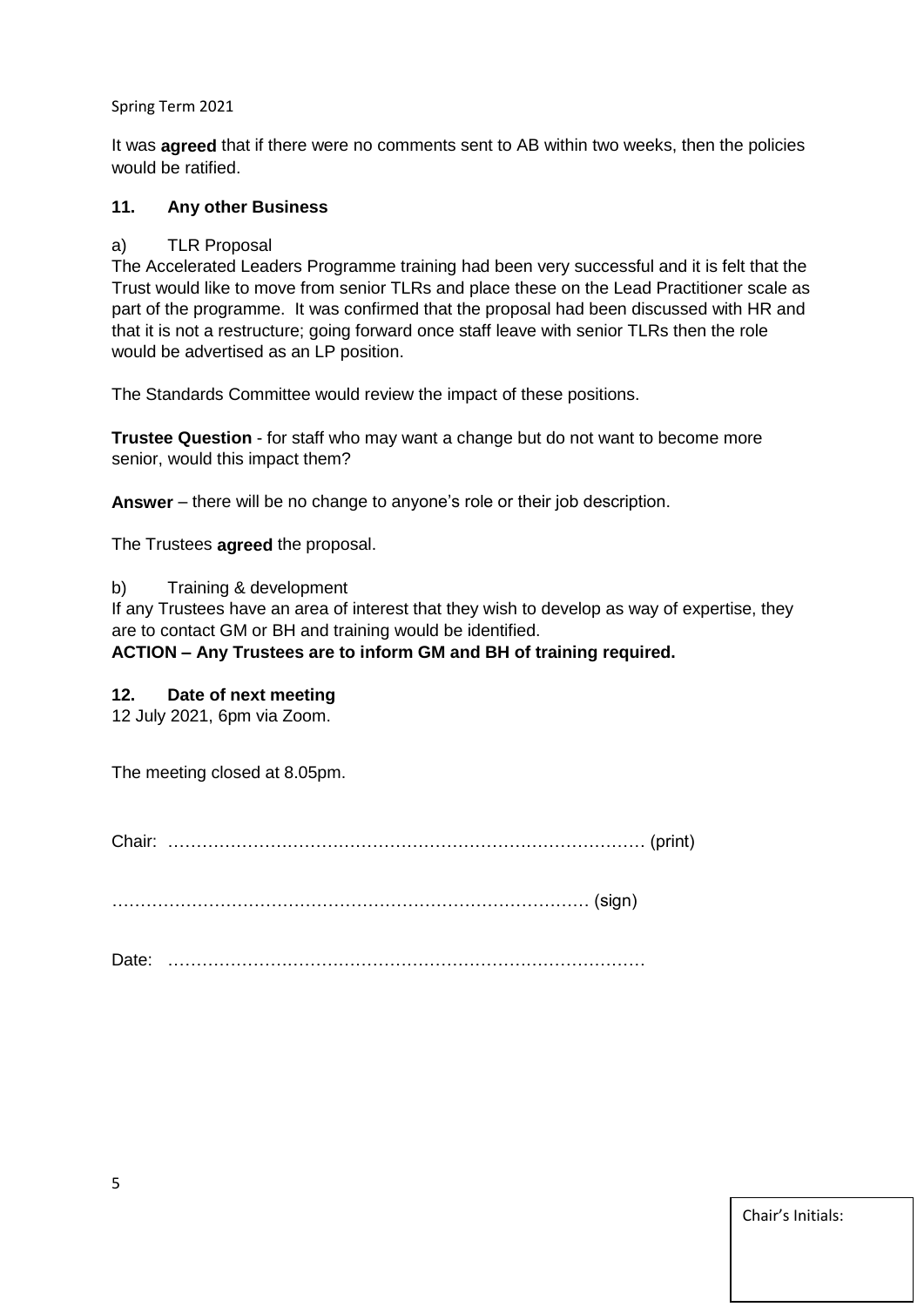It was **agreed** that if there were no comments sent to AB within two weeks, then the policies would be ratified.

## 11. Any other Business

a) TLR Proposal

The Accelerated Leaders Programme training had been very successful and it is felt that the Trust would like to move from senior TLRs and place these on the Lead Practitioner scale as part of the programme. It was confirmed that the proposal had been discussed with HR and that it is not a restructure; going forward once staff leave with senior TLRs then the role would be advertised as an LP position.

The Standards Committee would review the impact of these positions.

**Trustee Question** - for staff who may want a change but do not want to become more senior, would this impact them?

**Answer** – there will be no change to anyone's role or their job description.

The Trustees **agreed** the proposal.

b) Training & development

If any Trustees have an area of interest that they wish to develop as way of expertise, they are to contact GM or BH and training would be identified.

**ACTION – Any Trustees are to inform GM and BH of training required.**

## 12. Date of next meeting

12 July 2021, 6pm via Zoom.

The meeting closed at 8.05pm.

Chair: ………………………………………………………………………… (print)

………………………………………………………………………… (sign)

Date: …………………………………………………………………………

Chair's Initials: